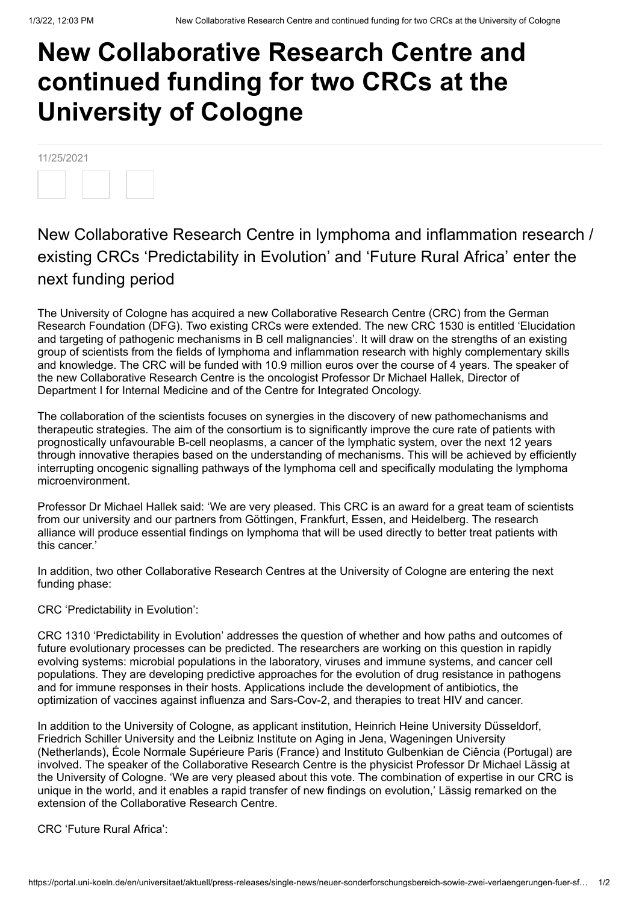# New Collaborative Research Centre and continued funding for two CRCs at the University of Cologne

11/25/2021

## New Collaborative Research Centre in lymphoma and inflammation research / existing CRCs 'Predictability in Evolution' and 'Future Rural Africa' enter the next funding period

The University of Cologne has acquired a new Collaborative Research Centre (CRC) from the German Research Foundation (DFG). Two existing CRCs were extended. The new CRC 1530 is entitled 'Elucidation and targeting of pathogenic mechanisms in B cell malignancies'. It will draw on the strengths of an existing group of scientists from the fields of lymphoma and inflammation research with highly complementary skills and knowledge. The CRC will be funded with 10.9 million euros over the course of 4 years. The speaker of the new Collaborative Research Centre is the oncologist Professor Dr Michael Hallek, Director of Department I for Internal Medicine and of the Centre for Integrated Oncology.

The collaboration of the scientists focuses on synergies in the discovery of new pathomechanisms and therapeutic strategies. The aim of the consortium is to significantly improve the cure rate of patients with prognostically unfavourable B-cell neoplasms, a cancer of the lymphatic system, over the next 12 years through innovative therapies based on the understanding of mechanisms. This will be achieved by efficiently interrupting oncogenic signalling pathways of the lymphoma cell and specifically modulating the lymphoma microenvironment.

Professor Dr Michael Hallek said: 'We are very pleased. This CRC is an award for a great team of scientists from our university and our partners from Göttingen, Frankfurt, Essen, and Heidelberg. The research alliance will produce essential findings on lymphoma that will be used directly to better treat patients with this cancer.'

In addition, two other Collaborative Research Centres at the University of Cologne are entering the next funding phase:

CRC 'Predictability in Evolution':

CRC 1310 'Predictability in Evolution' addresses the question of whether and how paths and outcomes of future evolutionary processes can be predicted. The researchers are working on this question in rapidly evolving systems: microbial populations in the laboratory, viruses and immune systems, and cancer cell populations. They are developing predictive approaches for the evolution of drug resistance in pathogens and for immune responses in their hosts. Applications include the development of antibiotics, the optimization of vaccines against influenza and Sars-Cov-2, and therapies to treat HIV and cancer.

In addition to the University of Cologne, as applicant institution, Heinrich Heine University Düsseldorf, Friedrich Schiller University and the Leibniz Institute on Aging in Jena, Wageningen University (Netherlands), École Normale Supérieure Paris (France) and Instituto Gulbenkian de Ciência (Portugal) are involved. The speaker of the Collaborative Research Centre is the physicist Professor Dr Michael Lässig at the University of Cologne. 'We are very pleased about this vote. The combination of expertise in our CRC is unique in the world, and it enables a rapid transfer of new findings on evolution,' Lässig remarked on the extension of the Collaborative Research Centre.

CRC 'Future Rural Africa':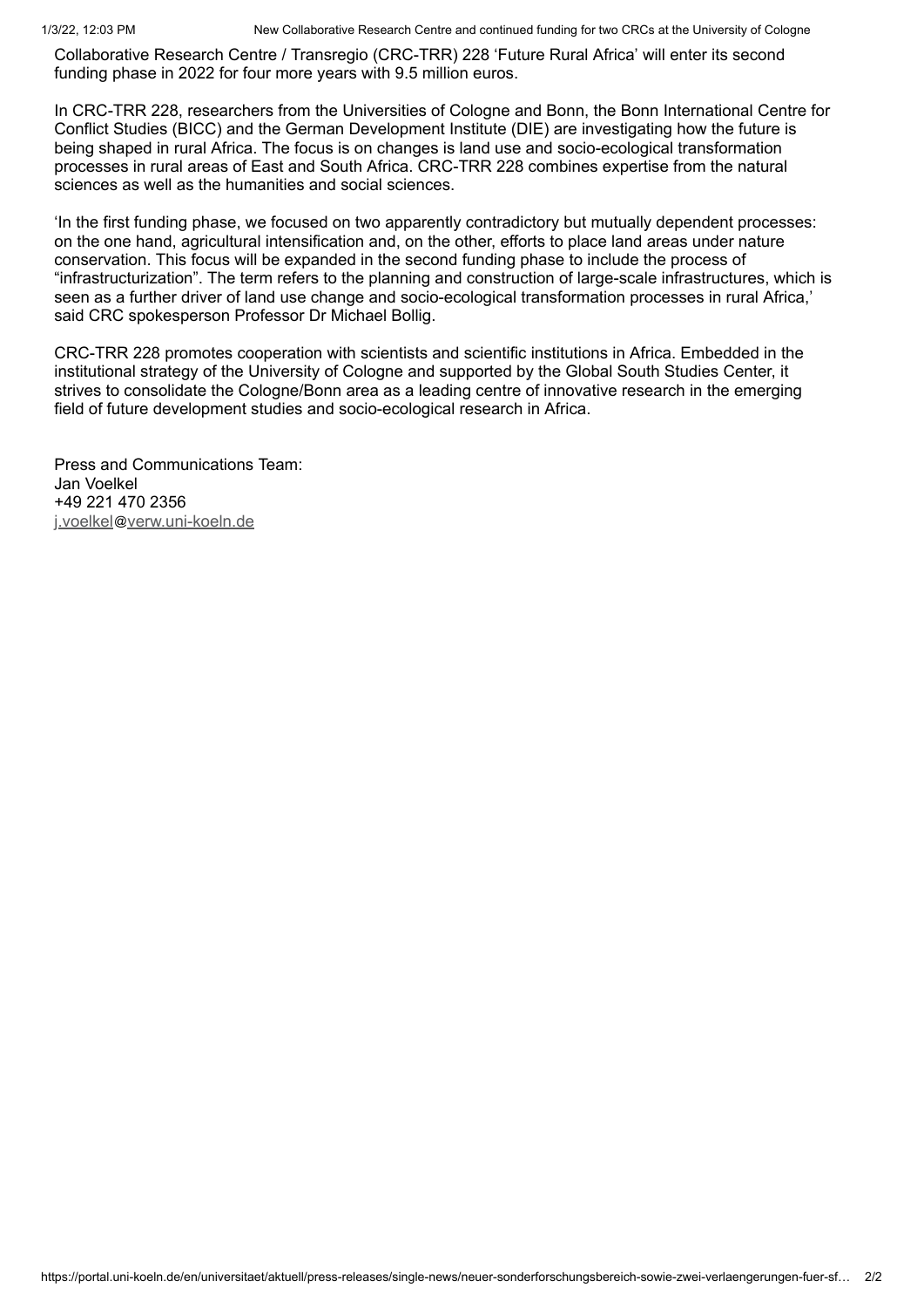Collaborative Research Centre / Transregio (CRC-TRR) 228 ‘Future Rural Africa’ will enter its second funding phase in 2022 for four more years with 9.5 million euros.

In CRC-TRR 228, researchers from the Universities of Cologne and Bonn, the Bonn International Centre for Conflict Studies (BICC) and the German Development Institute (DIE) are investigating how the future is being shaped in rural Africa. The focus is on changes is land use and socio-ecological transformation processes in rural areas of East and South Africa. CRC-TRR 228 combines expertise from the natural sciences as well as the humanities and social sciences.

‘In the first funding phase, we focused on two apparently contradictory but mutually dependent processes: on the one hand, agricultural intensification and, on the other, efforts to place land areas under nature conservation. This focus will be expanded in the second funding phase to include the process of “infrastructurization”. The term refers to the planning and construction of large-scale infrastructures, which is seen as a further driver of land use change and socio-ecological transformation processes in rural Africa,’ said CRC spokesperson Professor Dr Michael Bollig.

CRC-TRR 228 promotes cooperation with scientists and scientific institutions in Africa. Embedded in the institutional strategy of the University of Cologne and supported by the Global South Studies Center, it strives to consolidate the Cologne/Bonn area as a leading centre of innovative research in the emerging field of future development studies and socio-ecological research in Africa.

Press and Communications Team:
Jan Voelkel
+49 221 470 2356
j.voelkel@verw.uni-koeln.de